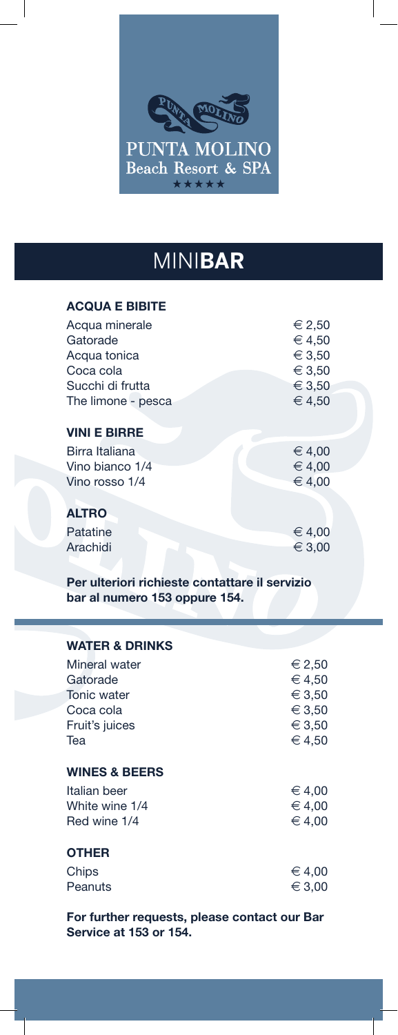PUNTA MOLINO
Beach Resort & SPA
★★★★★

# MINI**BAR**

### ACQUA E BIBITE

| | |
|---|---|
| Acqua minerale | € 2,50 |
| Gatorade | € 4,50 |
| Acqua tonica | € 3,50 |
| Coca cola | € 3,50 |
| Succhi di frutta | € 3,50 |
| The limone - pesca | € 4,50 |

### VINI E BIRRE

| | |
|---|---|
| Birra Italiana | € 4,00 |
| Vino bianco 1/4 | € 4,00 |
| Vino rosso 1/4 | € 4,00 |

### ALTRO

| | |
|---|---|
| Patatine | € 4,00 |
| Arachidi | € 3,00 |

**Per ulteriori richieste contattare il servizio bar al numero 153 oppure 154.**

### WATER & DRINKS

| | |
|---|---|
| Mineral water | € 2,50 |
| Gatorade | € 4,50 |
| Tonic water | € 3,50 |
| Coca cola | € 3,50 |
| Fruit's juices | € 3,50 |
| Tea | € 4,50 |

### WINES & BEERS

| | |
|---|---|
| Italian beer | € 4,00 |
| White wine 1/4 | € 4,00 |
| Red wine 1/4 | € 4,00 |

### OTHER

| | |
|---|---|
| Chips | € 4,00 |
| Peanuts | € 3,00 |

**For further requests, please contact our Bar Service at 153 or 154.**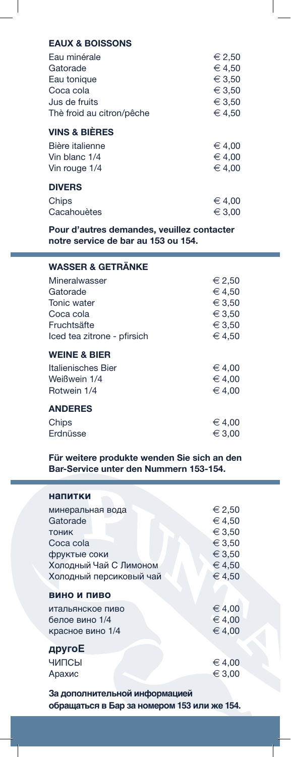## EAUX & BOISSONS

| | |
|---|---|
| Eau minérale | € 2,50 |
| Gatorade | € 4,50 |
| Eau tonique | € 3,50 |
| Coca cola | € 3,50 |
| Jus de fruits | € 3,50 |
| Thè froid au citron/pêche | € 4,50 |

## VINS & BIÈRES

| | |
|---|---|
| Bière italienne | € 4,00 |
| Vin blanc 1/4 | € 4,00 |
| Vin rouge 1/4 | € 4,00 |

## DIVERS

| | |
|---|---|
| Chips | € 4,00 |
| Cacahouètes | € 3,00 |

**Pour d'autres demandes, veuillez contacter notre service de bar au 153 ou 154.**

## WASSER & GETRÄNKE

| | |
|---|---|
| Mineralwasser | € 2,50 |
| Gatorade | € 4,50 |
| Tonic water | € 3,50 |
| Coca cola | € 3,50 |
| Fruchtsäfte | € 3,50 |
| Iced tea zitrone - pfirsich | € 4,50 |

## WEINE & BIER

| | |
|---|---|
| Italienisches Bier | € 4,00 |
| Weißwein 1/4 | € 4,00 |
| Rotwein 1/4 | € 4,00 |

## ANDERES

| | |
|---|---|
| Chips | € 4,00 |
| Erdnüsse | € 3,00 |

**Für weitere produkte wenden Sie sich an den Bar-Service unter den Nummern 153-154.**

## напитки

| | |
|---|---|
| минеральная вода | € 2,50 |
| Gatorade | € 4,50 |
| тоник | € 3,50 |
| Coca cola | € 3,50 |
| фруктые соки | € 3,50 |
| Холодный Чай С Лимоном | € 4,50 |
| Холодный персиковый чай | € 4,50 |

## вино и пиво

| | |
|---|---|
| итальянское пиво | € 4,00 |
| белое вино 1/4 | € 4,00 |
| красное вино 1/4 | € 4,00 |

## другоЕ

| | |
|---|---|
| ЧИПСЫ | € 4,00 |
| Арахис | € 3,00 |

**За дополнительной информацией обращаться в Бар за номером 153 или же 154.**